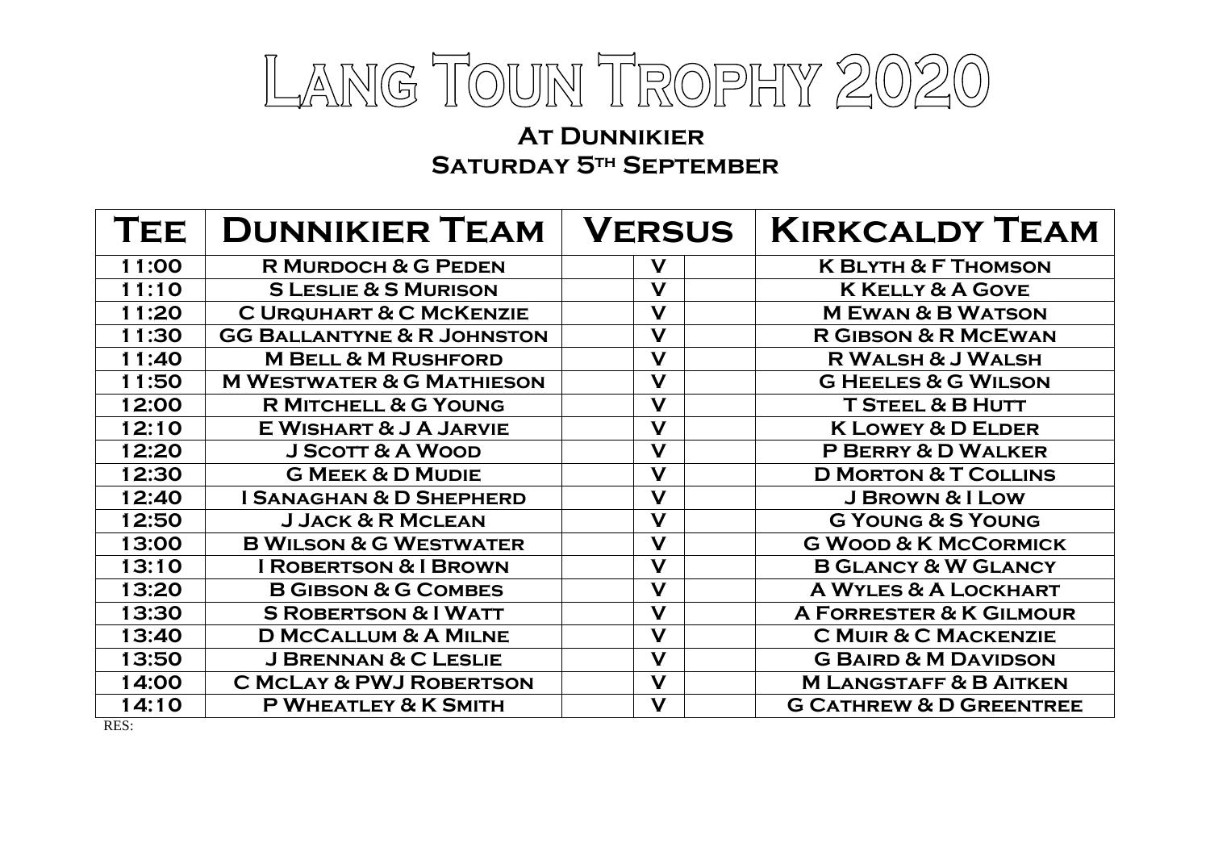# Lang Toun Trophy 2020

## At Dunnikier
## Saturday 5th September

| Tee | Dunnikier Team | Versus | | Kirkcaldy Team |
|---|---|---|---|---|
| 11:00 | R Murdoch & G Peden | V | | K Blyth & F Thomson |
| 11:10 | S Leslie & S Murison | V | | K Kelly & A Gove |
| 11:20 | C Urquhart & C McKenzie | V | | M Ewan & B Watson |
| 11:30 | GG Ballantyne & R Johnston | V | | R Gibson & R McEwan |
| 11:40 | M Bell & M Rushford | V | | R Walsh & J Walsh |
| 11:50 | M Westwater & G Mathieson | V | | G Heeles & G Wilson |
| 12:00 | R Mitchell & G Young | V | | T Steel & B Hutt |
| 12:10 | E Wishart & J A Jarvie | V | | K Lowey & D Elder |
| 12:20 | J Scott & A Wood | V | | P Berry & D Walker |
| 12:30 | G Meek & D Mudie | V | | D Morton & T Collins |
| 12:40 | I Sanaghan & D Shepherd | V | | J Brown & I Low |
| 12:50 | J Jack & R Mclean | V | | G Young & S Young |
| 13:00 | B Wilson & G Westwater | V | | G Wood & K McCormick |
| 13:10 | I Robertson & I Brown | V | | B Glancy & W Glancy |
| 13:20 | B Gibson & G Combes | V | | A Wyles & A Lockhart |
| 13:30 | S Robertson & I Watt | V | | A Forrester & K Gilmour |
| 13:40 | D McCallum & A Milne | V | | C Muir & C Mackenzie |
| 13:50 | J Brennan & C Leslie | V | | G Baird & M Davidson |
| 14:00 | C McLay & PWJ Robertson | V | | M Langstaff & B Aitken |
| 14:10 | P Wheatley & K Smith | V | | G Cathrew & D Greentree |

RES: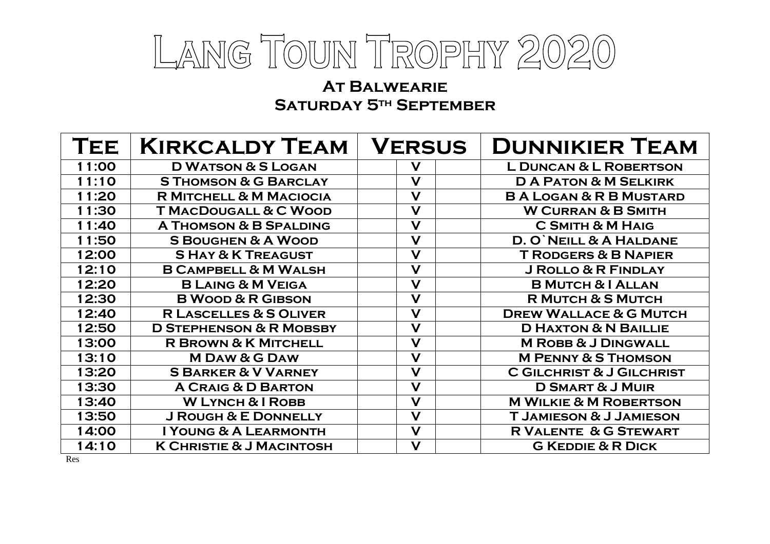# Lang Toun Trophy 2020

## At Balwearie
## Saturday 5th September

| Tee | Kirkcaldy Team | Versus | | | Dunnikier Team |
|---|---|---|---|---|---|
| 11:00 | D Watson & S Logan | | V | | L Duncan & L Robertson |
| 11:10 | S Thomson & G Barclay | | V | | D A Paton & M Selkirk |
| 11:20 | R Mitchell & M Maciocia | | V | | B A Logan & R B Mustard |
| 11:30 | T MacDougall & C Wood | | V | | W Curran & B Smith |
| 11:40 | A Thomson & B Spalding | | V | | C Smith & M Haig |
| 11:50 | S Boughen & A Wood | | V | | D. O`Neill & A Haldane |
| 12:00 | S Hay & K Treagust | | V | | T Rodgers & B Napier |
| 12:10 | B Campbell & M Walsh | | V | | J Rollo & R Findlay |
| 12:20 | B Laing & M Veiga | | V | | B Mutch & I Allan |
| 12:30 | B Wood & R Gibson | | V | | R Mutch & S Mutch |
| 12:40 | R Lascelles & S Oliver | | V | | Drew Wallace & G Mutch |
| 12:50 | D Stephenson & R Mobsby | | V | | D Haxton & N Baillie |
| 13:00 | R Brown & K Mitchell | | V | | M Robb & J Dingwall |
| 13:10 | M Daw & G Daw | | V | | M Penny & S Thomson |
| 13:20 | S Barker & V Varney | | V | | C Gilchrist & J Gilchrist |
| 13:30 | A Craig & D Barton | | V | | D Smart & J Muir |
| 13:40 | W Lynch & I Robb | | V | | M Wilkie & M Robertson |
| 13:50 | J Rough & E Donnelly | | V | | T Jamieson & J Jamieson |
| 14:00 | I Young & A Learmonth | | V | | R Valente & G Stewart |
| 14:10 | K Christie & J Macintosh | | V | | G Keddie & R Dick |

Res